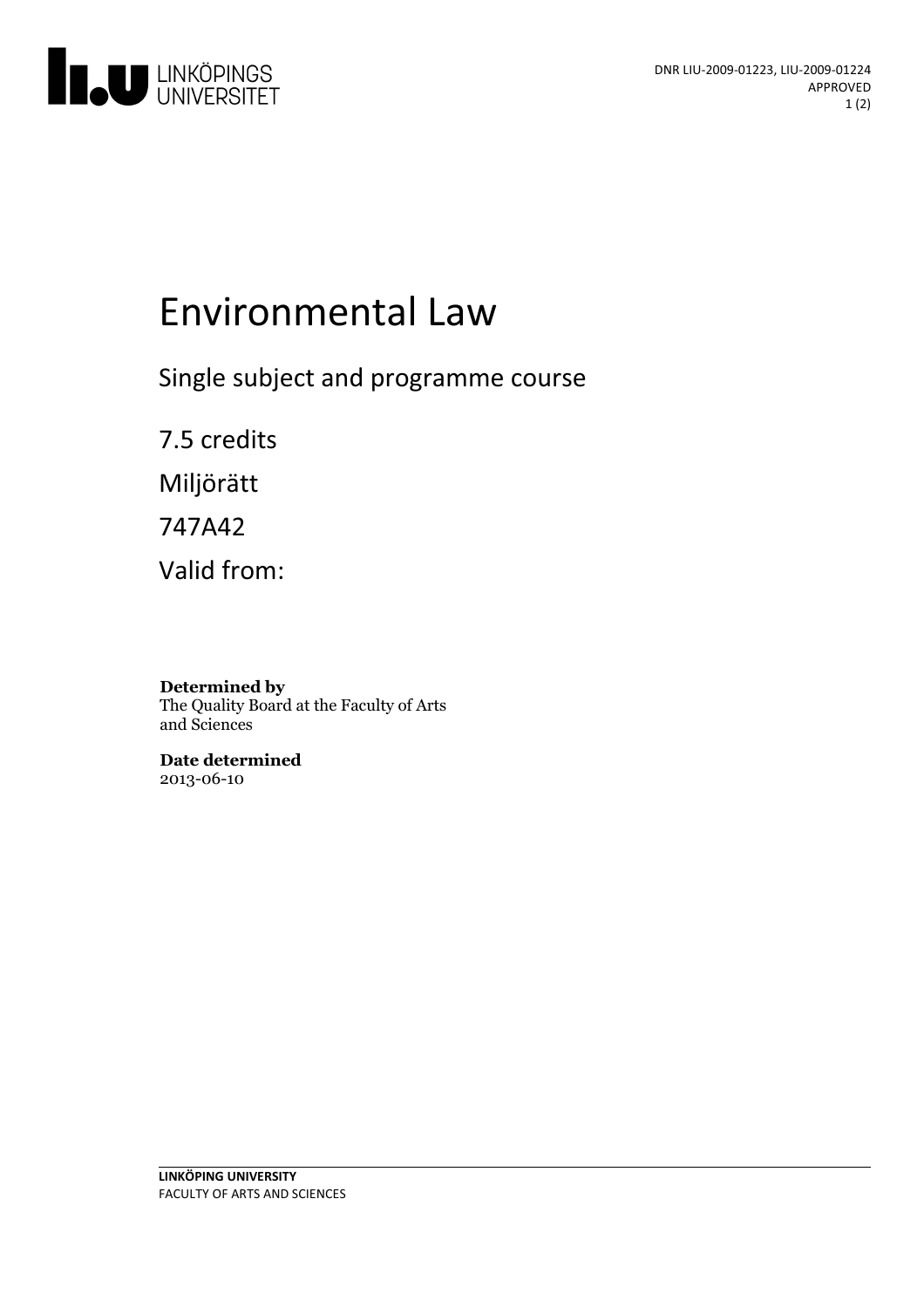DNR LIU-2009-01223, LIU-2009-01224
APPROVED

# Environmental Law

Single subject and programme course

7.5 credits

Miljörätt

747A42

Valid from:

**Determined by**
The Quality Board at the Faculty of Arts and Sciences

**Date determined**
2013-06-10

**LINKÖPING UNIVERSITY**
FACULTY OF ARTS AND SCIENCES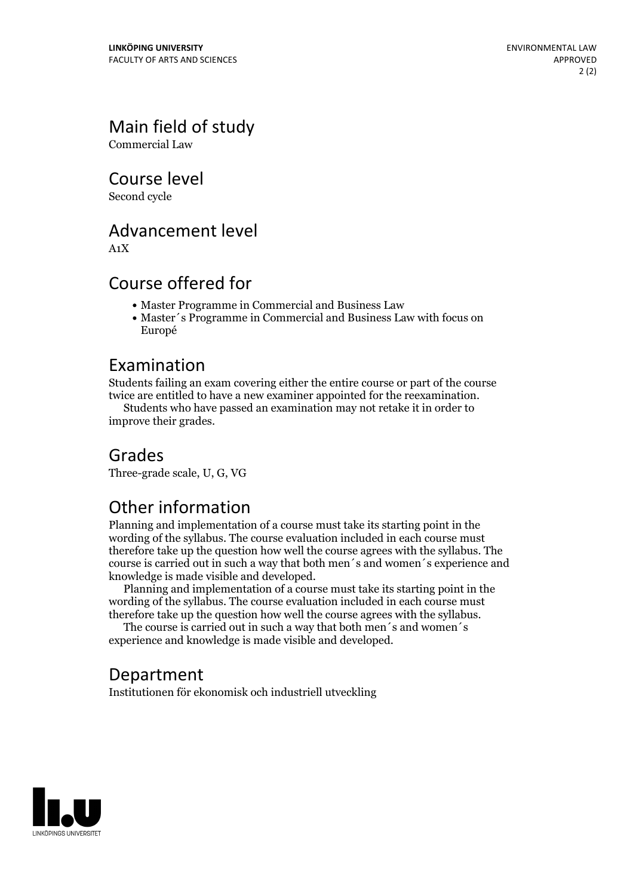## Main field of study

Commercial Law

## Course level

Second cycle

## Advancement level

A1X

## Course offered for

- Master Programme in Commercial and Business Law
- Master´s Programme in Commercial and Business Law with focus on Europé

## Examination

Students failing an exam covering either the entire course or part of the course twice are entitled to have a new examiner appointed for the reexamination.

Students who have passed an examination may not retake it in order to improve their grades.

## Grades

Three-grade scale, U, G, VG

## Other information

Planning and implementation of a course must take its starting point in the wording of the syllabus. The course evaluation included in each course must therefore take up the question how well the course agrees with the syllabus. The course is carried out in such a way that both men´s and women´s experience and knowledge is made visible and developed.

Planning and implementation of a course must take its starting point in the wording of the syllabus. The course evaluation included in each course must therefore take up the question how well the course agrees with the syllabus.

The course is carried out in such a way that both men´s and women´s experience and knowledge is made visible and developed.

## Department

Institutionen för ekonomisk och industriell utveckling